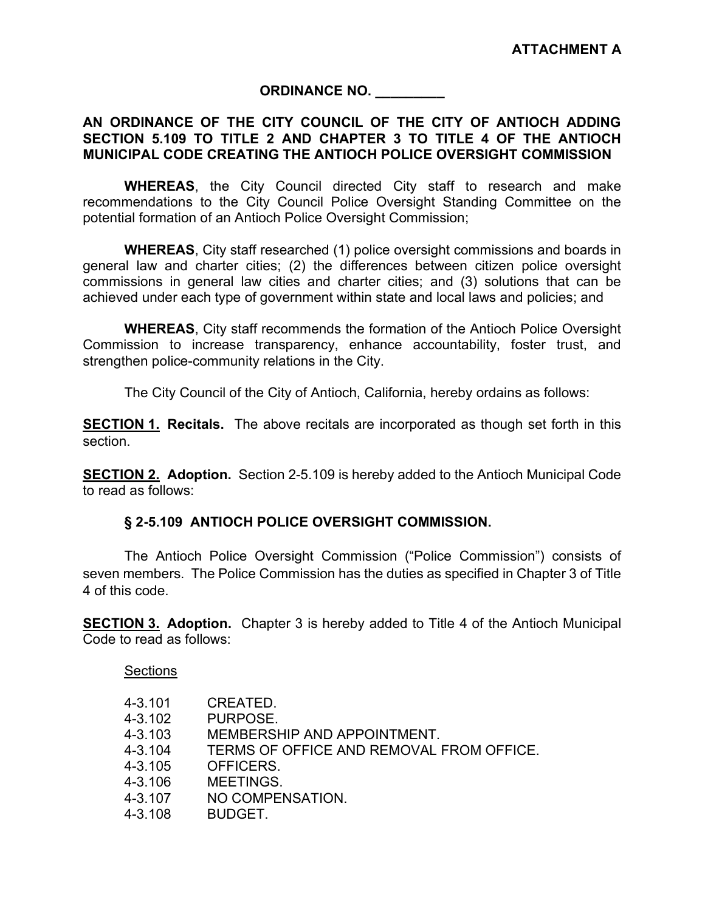**ATTACHMENT A**

**ORDINANCE NO. _________**

**AN ORDINANCE OF THE CITY COUNCIL OF THE CITY OF ANTIOCH ADDING SECTION 5.109 TO TITLE 2 AND CHAPTER 3 TO TITLE 4 OF THE ANTIOCH MUNICIPAL CODE CREATING THE ANTIOCH POLICE OVERSIGHT COMMISSION**

**WHEREAS**, the City Council directed City staff to research and make recommendations to the City Council Police Oversight Standing Committee on the potential formation of an Antioch Police Oversight Commission;

**WHEREAS**, City staff researched (1) police oversight commissions and boards in general law and charter cities; (2) the differences between citizen police oversight commissions in general law cities and charter cities; and (3) solutions that can be achieved under each type of government within state and local laws and policies; and

**WHEREAS**, City staff recommends the formation of the Antioch Police Oversight Commission to increase transparency, enhance accountability, foster trust, and strengthen police-community relations in the City.

The City Council of the City of Antioch, California, hereby ordains as follows:

**SECTION 1. Recitals.** The above recitals are incorporated as though set forth in this section.

**SECTION 2. Adoption.** Section 2-5.109 is hereby added to the Antioch Municipal Code to read as follows:

**§ 2-5.109 ANTIOCH POLICE OVERSIGHT COMMISSION.**

The Antioch Police Oversight Commission ("Police Commission") consists of seven members. The Police Commission has the duties as specified in Chapter 3 of Title 4 of this code.

**SECTION 3. Adoption.** Chapter 3 is hereby added to Title 4 of the Antioch Municipal Code to read as follows:

Sections

4-3.101 CREATED.
4-3.102 PURPOSE.
4-3.103 MEMBERSHIP AND APPOINTMENT.
4-3.104 TERMS OF OFFICE AND REMOVAL FROM OFFICE.
4-3.105 OFFICERS.
4-3.106 MEETINGS.
4-3.107 NO COMPENSATION.
4-3.108 BUDGET.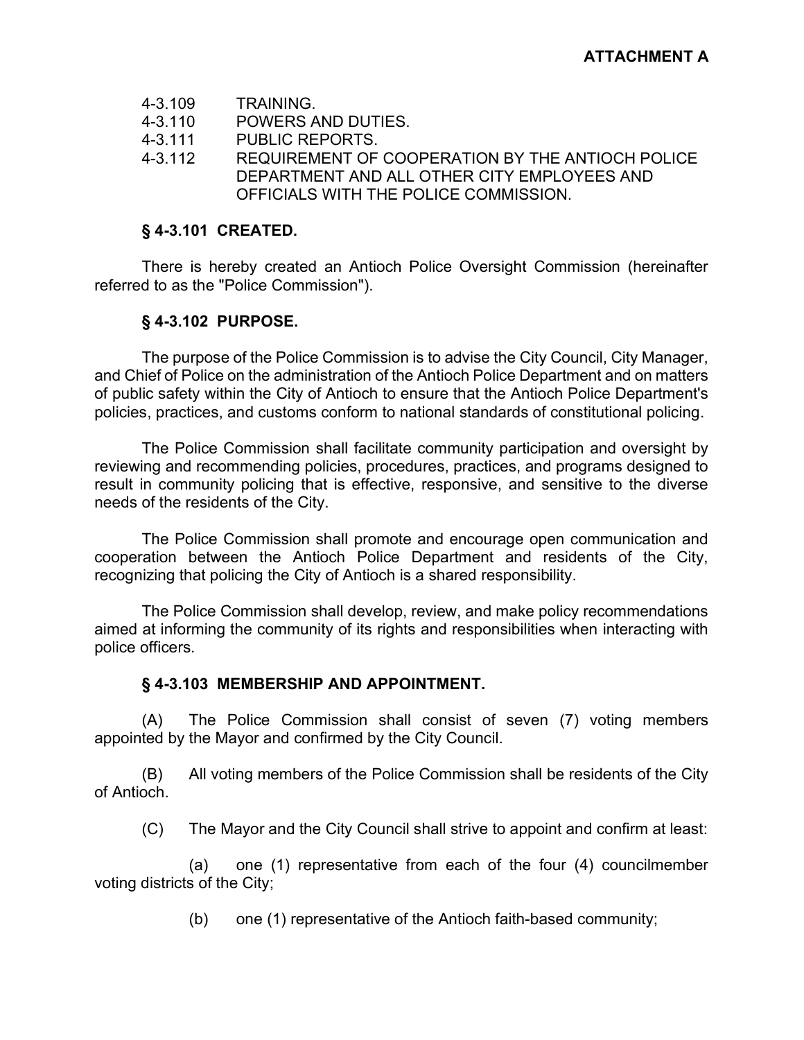**ATTACHMENT A**

4-3.109 TRAINING.
4-3.110 POWERS AND DUTIES.
4-3.111 PUBLIC REPORTS.
4-3.112 REQUIREMENT OF COOPERATION BY THE ANTIOCH POLICE DEPARTMENT AND ALL OTHER CITY EMPLOYEES AND OFFICIALS WITH THE POLICE COMMISSION.

### § 4-3.101 CREATED.

There is hereby created an Antioch Police Oversight Commission (hereinafter referred to as the "Police Commission").

### § 4-3.102 PURPOSE.

The purpose of the Police Commission is to advise the City Council, City Manager, and Chief of Police on the administration of the Antioch Police Department and on matters of public safety within the City of Antioch to ensure that the Antioch Police Department's policies, practices, and customs conform to national standards of constitutional policing.

The Police Commission shall facilitate community participation and oversight by reviewing and recommending policies, procedures, practices, and programs designed to result in community policing that is effective, responsive, and sensitive to the diverse needs of the residents of the City.

The Police Commission shall promote and encourage open communication and cooperation between the Antioch Police Department and residents of the City, recognizing that policing the City of Antioch is a shared responsibility.

The Police Commission shall develop, review, and make policy recommendations aimed at informing the community of its rights and responsibilities when interacting with police officers.

### § 4-3.103 MEMBERSHIP AND APPOINTMENT.

(A) The Police Commission shall consist of seven (7) voting members appointed by the Mayor and confirmed by the City Council.

(B) All voting members of the Police Commission shall be residents of the City of Antioch.

(C) The Mayor and the City Council shall strive to appoint and confirm at least:

(a) one (1) representative from each of the four (4) councilmember voting districts of the City;

(b) one (1) representative of the Antioch faith-based community;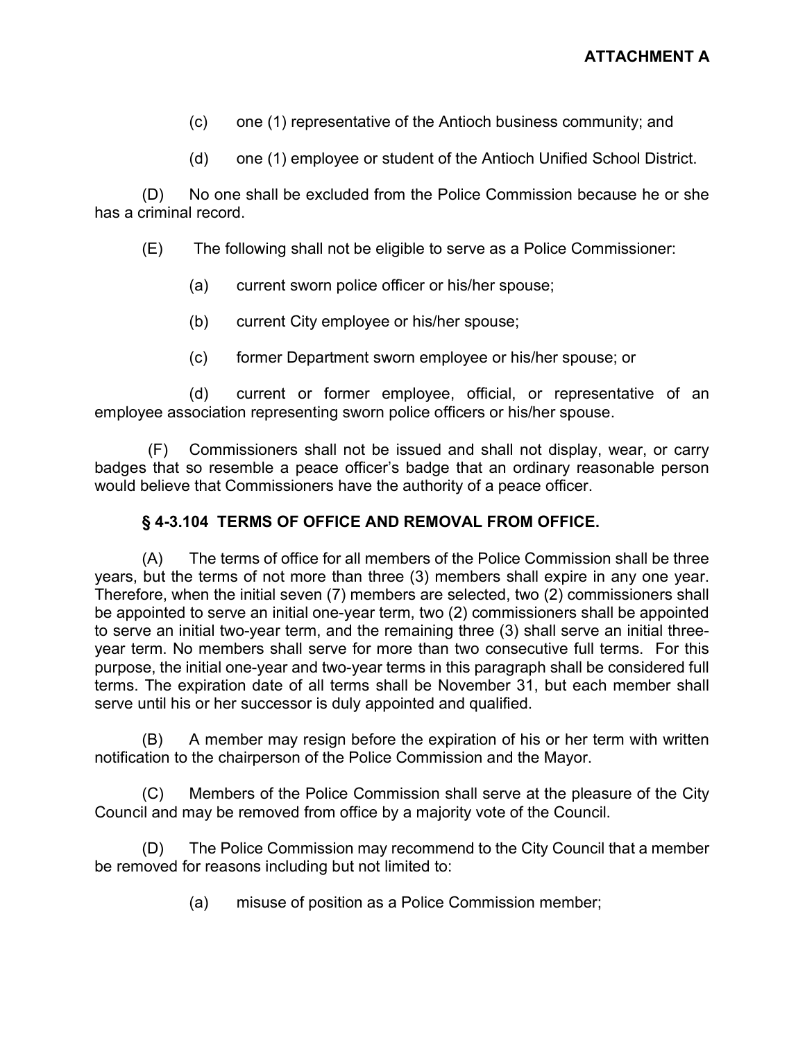**ATTACHMENT A**

(c) one (1) representative of the Antioch business community; and

(d) one (1) employee or student of the Antioch Unified School District.

(D) No one shall be excluded from the Police Commission because he or she has a criminal record.

(E) The following shall not be eligible to serve as a Police Commissioner:

(a) current sworn police officer or his/her spouse;

(b) current City employee or his/her spouse;

(c) former Department sworn employee or his/her spouse; or

(d) current or former employee, official, or representative of an employee association representing sworn police officers or his/her spouse.

(F) Commissioners shall not be issued and shall not display, wear, or carry badges that so resemble a peace officer's badge that an ordinary reasonable person would believe that Commissioners have the authority of a peace officer.

### § 4-3.104 TERMS OF OFFICE AND REMOVAL FROM OFFICE.

(A) The terms of office for all members of the Police Commission shall be three years, but the terms of not more than three (3) members shall expire in any one year. Therefore, when the initial seven (7) members are selected, two (2) commissioners shall be appointed to serve an initial one-year term, two (2) commissioners shall be appointed to serve an initial two-year term, and the remaining three (3) shall serve an initial three-year term. No members shall serve for more than two consecutive full terms. For this purpose, the initial one-year and two-year terms in this paragraph shall be considered full terms. The expiration date of all terms shall be November 31, but each member shall serve until his or her successor is duly appointed and qualified.

(B) A member may resign before the expiration of his or her term with written notification to the chairperson of the Police Commission and the Mayor.

(C) Members of the Police Commission shall serve at the pleasure of the City Council and may be removed from office by a majority vote of the Council.

(D) The Police Commission may recommend to the City Council that a member be removed for reasons including but not limited to:

(a) misuse of position as a Police Commission member;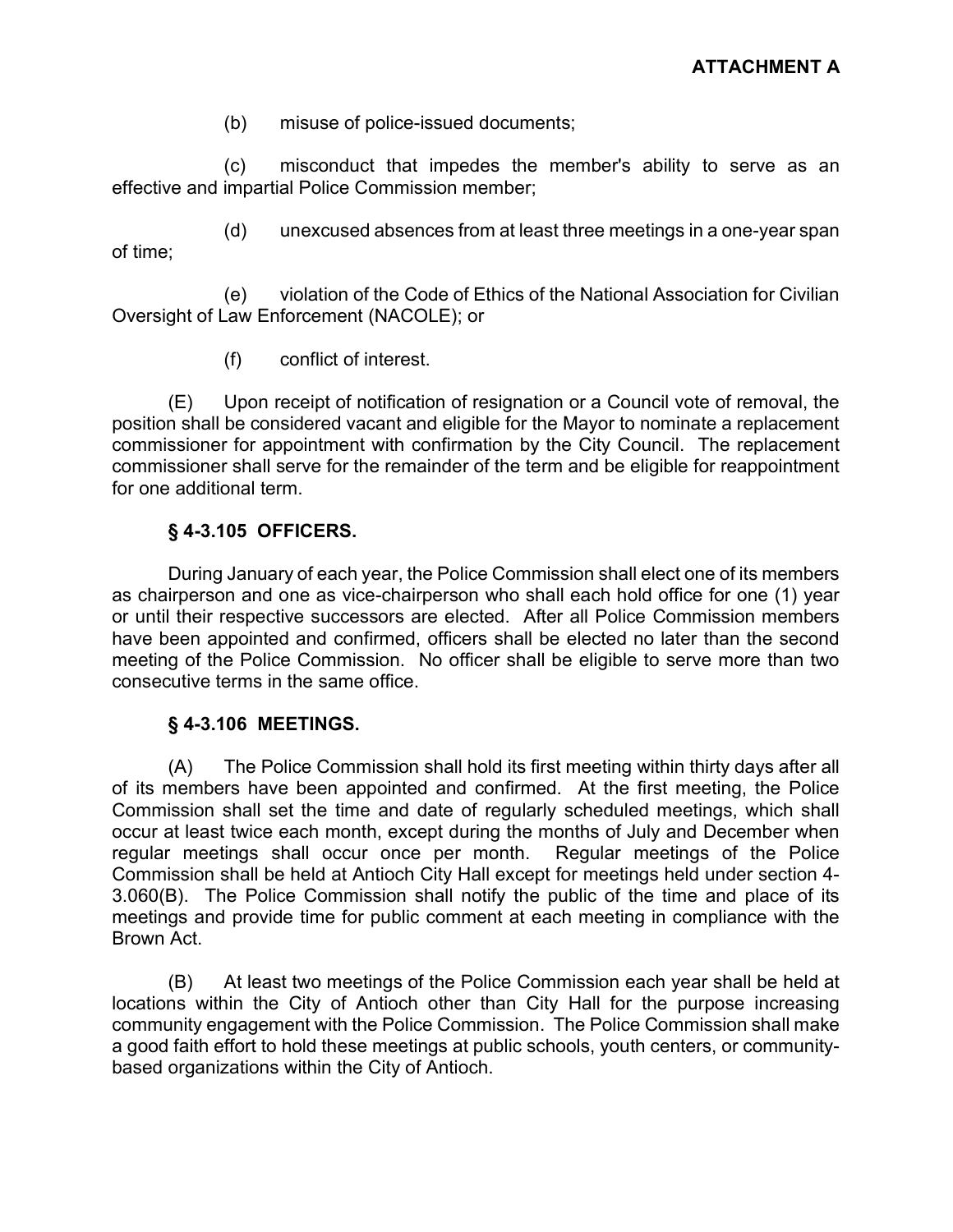**ATTACHMENT A**

(b) misuse of police-issued documents;

(c) misconduct that impedes the member's ability to serve as an effective and impartial Police Commission member;

(d) unexcused absences from at least three meetings in a one-year span of time;

(e) violation of the Code of Ethics of the National Association for Civilian Oversight of Law Enforcement (NACOLE); or

(f) conflict of interest.

(E) Upon receipt of notification of resignation or a Council vote of removal, the position shall be considered vacant and eligible for the Mayor to nominate a replacement commissioner for appointment with confirmation by the City Council. The replacement commissioner shall serve for the remainder of the term and be eligible for reappointment for one additional term.

### § 4-3.105 OFFICERS.

During January of each year, the Police Commission shall elect one of its members as chairperson and one as vice-chairperson who shall each hold office for one (1) year or until their respective successors are elected. After all Police Commission members have been appointed and confirmed, officers shall be elected no later than the second meeting of the Police Commission. No officer shall be eligible to serve more than two consecutive terms in the same office.

### § 4-3.106 MEETINGS.

(A) The Police Commission shall hold its first meeting within thirty days after all of its members have been appointed and confirmed. At the first meeting, the Police Commission shall set the time and date of regularly scheduled meetings, which shall occur at least twice each month, except during the months of July and December when regular meetings shall occur once per month. Regular meetings of the Police Commission shall be held at Antioch City Hall except for meetings held under section 4-3.060(B). The Police Commission shall notify the public of the time and place of its meetings and provide time for public comment at each meeting in compliance with the Brown Act.

(B) At least two meetings of the Police Commission each year shall be held at locations within the City of Antioch other than City Hall for the purpose increasing community engagement with the Police Commission. The Police Commission shall make a good faith effort to hold these meetings at public schools, youth centers, or community-based organizations within the City of Antioch.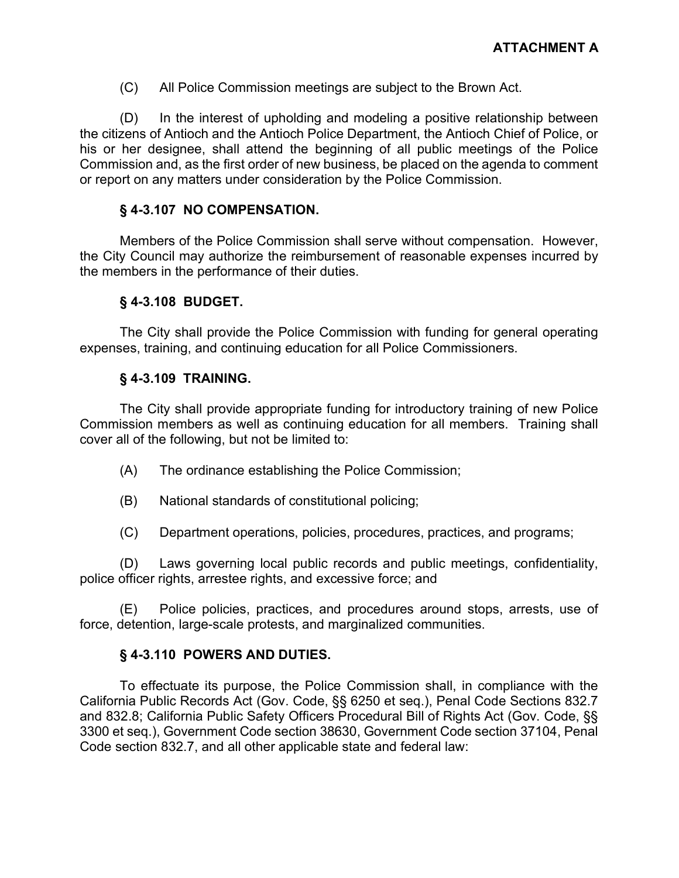**ATTACHMENT A**

(C) All Police Commission meetings are subject to the Brown Act.

(D) In the interest of upholding and modeling a positive relationship between the citizens of Antioch and the Antioch Police Department, the Antioch Chief of Police, or his or her designee, shall attend the beginning of all public meetings of the Police Commission and, as the first order of new business, be placed on the agenda to comment or report on any matters under consideration by the Police Commission.

### § 4-3.107 NO COMPENSATION.

Members of the Police Commission shall serve without compensation. However, the City Council may authorize the reimbursement of reasonable expenses incurred by the members in the performance of their duties.

### § 4-3.108 BUDGET.

The City shall provide the Police Commission with funding for general operating expenses, training, and continuing education for all Police Commissioners.

### § 4-3.109 TRAINING.

The City shall provide appropriate funding for introductory training of new Police Commission members as well as continuing education for all members. Training shall cover all of the following, but not be limited to:

(A) The ordinance establishing the Police Commission;

(B) National standards of constitutional policing;

(C) Department operations, policies, procedures, practices, and programs;

(D) Laws governing local public records and public meetings, confidentiality, police officer rights, arrestee rights, and excessive force; and

(E) Police policies, practices, and procedures around stops, arrests, use of force, detention, large-scale protests, and marginalized communities.

### § 4-3.110 POWERS AND DUTIES.

To effectuate its purpose, the Police Commission shall, in compliance with the California Public Records Act (Gov. Code, §§ 6250 et seq.), Penal Code Sections 832.7 and 832.8; California Public Safety Officers Procedural Bill of Rights Act (Gov. Code, §§ 3300 et seq.), Government Code section 38630, Government Code section 37104, Penal Code section 832.7, and all other applicable state and federal law: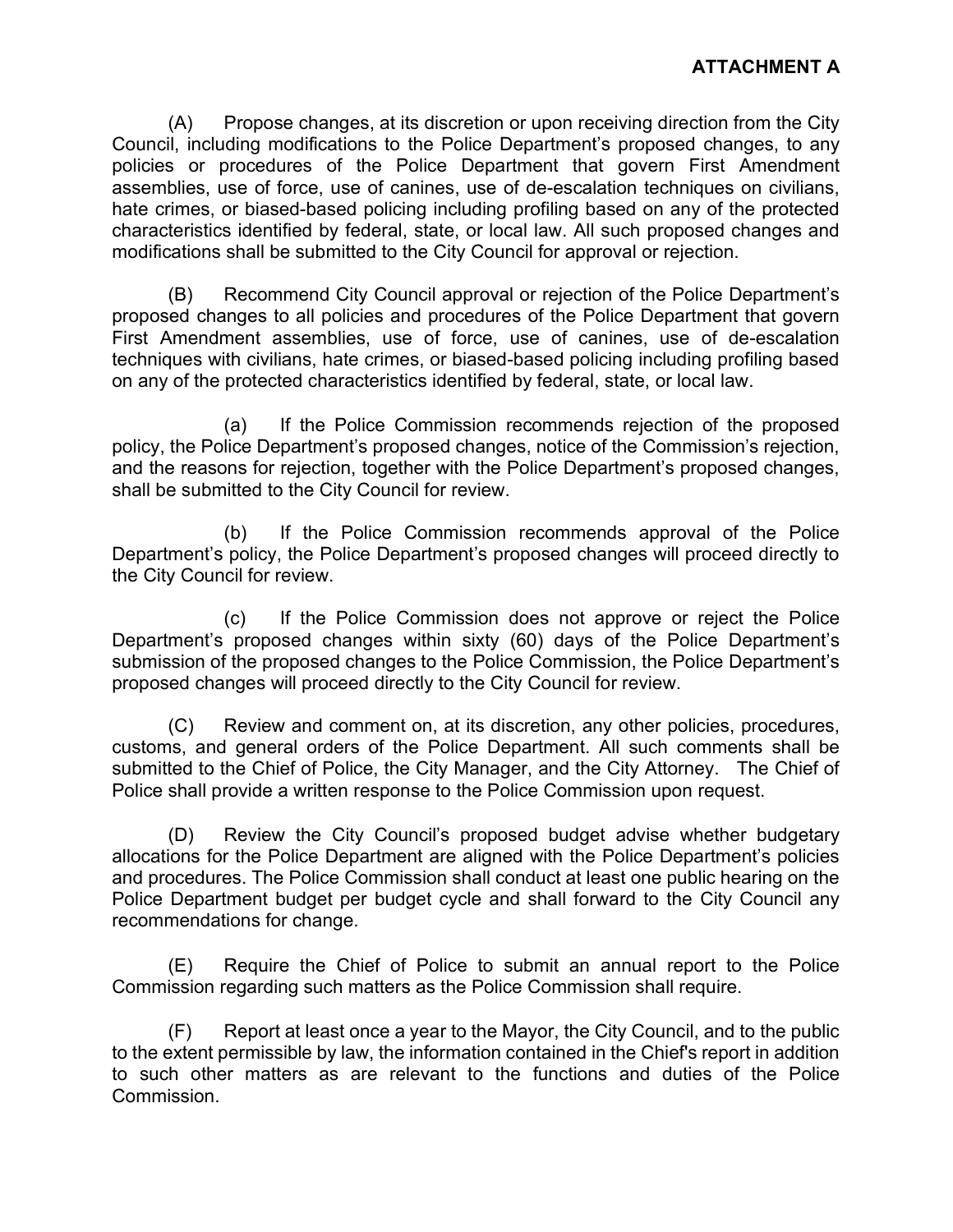**ATTACHMENT A**

(A) Propose changes, at its discretion or upon receiving direction from the City Council, including modifications to the Police Department's proposed changes, to any policies or procedures of the Police Department that govern First Amendment assemblies, use of force, use of canines, use of de-escalation techniques on civilians, hate crimes, or biased-based policing including profiling based on any of the protected characteristics identified by federal, state, or local law. All such proposed changes and modifications shall be submitted to the City Council for approval or rejection.

(B) Recommend City Council approval or rejection of the Police Department's proposed changes to all policies and procedures of the Police Department that govern First Amendment assemblies, use of force, use of canines, use of de-escalation techniques with civilians, hate crimes, or biased-based policing including profiling based on any of the protected characteristics identified by federal, state, or local law.

(a) If the Police Commission recommends rejection of the proposed policy, the Police Department's proposed changes, notice of the Commission's rejection, and the reasons for rejection, together with the Police Department's proposed changes, shall be submitted to the City Council for review.

(b) If the Police Commission recommends approval of the Police Department's policy, the Police Department's proposed changes will proceed directly to the City Council for review.

(c) If the Police Commission does not approve or reject the Police Department's proposed changes within sixty (60) days of the Police Department's submission of the proposed changes to the Police Commission, the Police Department's proposed changes will proceed directly to the City Council for review.

(C) Review and comment on, at its discretion, any other policies, procedures, customs, and general orders of the Police Department. All such comments shall be submitted to the Chief of Police, the City Manager, and the City Attorney. The Chief of Police shall provide a written response to the Police Commission upon request.

(D) Review the City Council's proposed budget advise whether budgetary allocations for the Police Department are aligned with the Police Department's policies and procedures. The Police Commission shall conduct at least one public hearing on the Police Department budget per budget cycle and shall forward to the City Council any recommendations for change.

(E) Require the Chief of Police to submit an annual report to the Police Commission regarding such matters as the Police Commission shall require.

(F) Report at least once a year to the Mayor, the City Council, and to the public to the extent permissible by law, the information contained in the Chief's report in addition to such other matters as are relevant to the functions and duties of the Police Commission.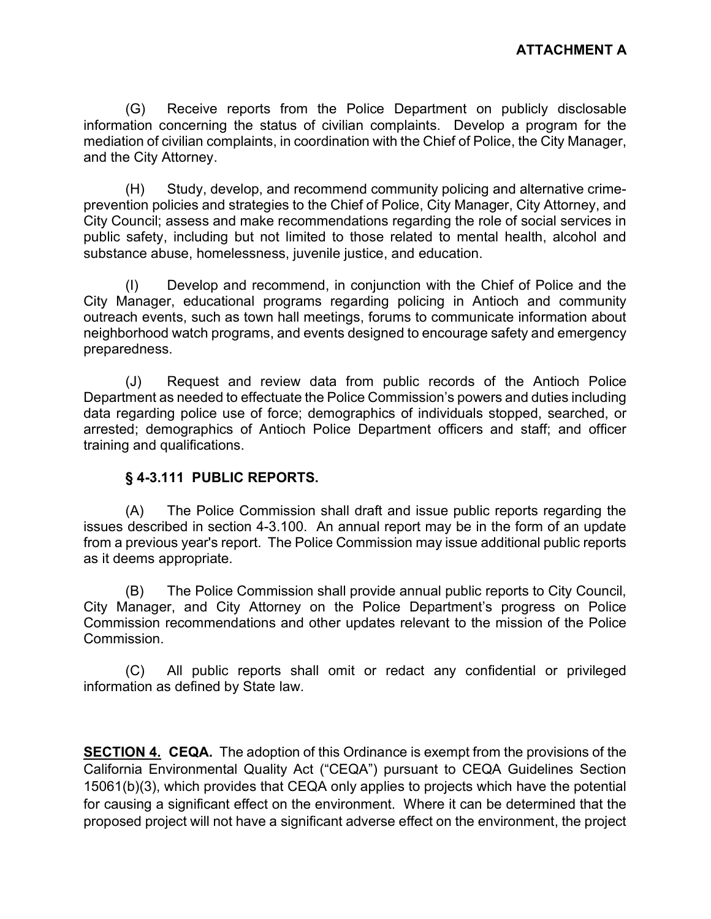**ATTACHMENT A**

(G) Receive reports from the Police Department on publicly disclosable information concerning the status of civilian complaints. Develop a program for the mediation of civilian complaints, in coordination with the Chief of Police, the City Manager, and the City Attorney.

(H) Study, develop, and recommend community policing and alternative crime-prevention policies and strategies to the Chief of Police, City Manager, City Attorney, and City Council; assess and make recommendations regarding the role of social services in public safety, including but not limited to those related to mental health, alcohol and substance abuse, homelessness, juvenile justice, and education.

(I) Develop and recommend, in conjunction with the Chief of Police and the City Manager, educational programs regarding policing in Antioch and community outreach events, such as town hall meetings, forums to communicate information about neighborhood watch programs, and events designed to encourage safety and emergency preparedness.

(J) Request and review data from public records of the Antioch Police Department as needed to effectuate the Police Commission's powers and duties including data regarding police use of force; demographics of individuals stopped, searched, or arrested; demographics of Antioch Police Department officers and staff; and officer training and qualifications.

### § 4-3.111 PUBLIC REPORTS.

(A) The Police Commission shall draft and issue public reports regarding the issues described in section 4-3.100. An annual report may be in the form of an update from a previous year's report. The Police Commission may issue additional public reports as it deems appropriate.

(B) The Police Commission shall provide annual public reports to City Council, City Manager, and City Attorney on the Police Department's progress on Police Commission recommendations and other updates relevant to the mission of the Police Commission.

(C) All public reports shall omit or redact any confidential or privileged information as defined by State law.

**SECTION 4. CEQA.** The adoption of this Ordinance is exempt from the provisions of the California Environmental Quality Act ("CEQA") pursuant to CEQA Guidelines Section 15061(b)(3), which provides that CEQA only applies to projects which have the potential for causing a significant effect on the environment. Where it can be determined that the proposed project will not have a significant adverse effect on the environment, the project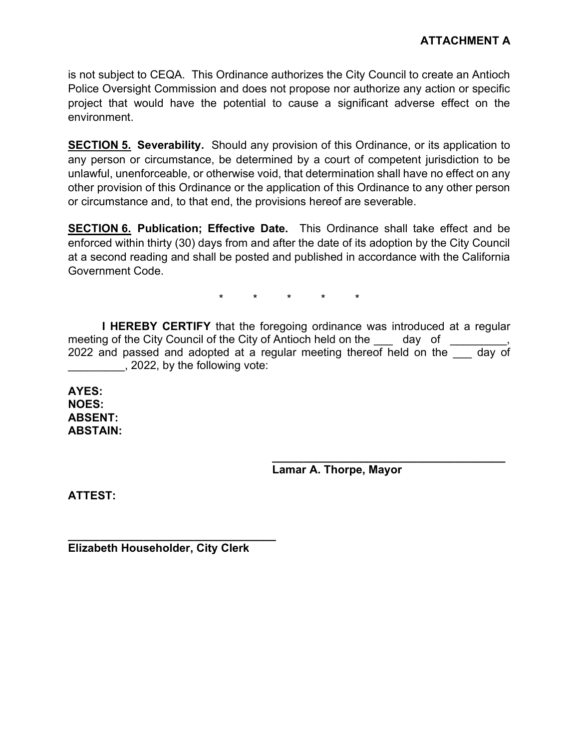is not subject to CEQA. This Ordinance authorizes the City Council to create an Antioch Police Oversight Commission and does not propose nor authorize any action or specific project that would have the potential to cause a significant adverse effect on the environment.

**SECTION 5. Severability.** Should any provision of this Ordinance, or its application to any person or circumstance, be determined by a court of competent jurisdiction to be unlawful, unenforceable, or otherwise void, that determination shall have no effect on any other provision of this Ordinance or the application of this Ordinance to any other person or circumstance and, to that end, the provisions hereof are severable.

**SECTION 6. Publication; Effective Date.** This Ordinance shall take effect and be enforced within thirty (30) days from and after the date of its adoption by the City Council at a second reading and shall be posted and published in accordance with the California Government Code.

\* \* \* \* \*

**I HEREBY CERTIFY** that the foregoing ordinance was introduced at a regular meeting of the City Council of the City of Antioch held on the ___ day of _________, 2022 and passed and adopted at a regular meeting thereof held on the ___ day of _________, 2022, by the following vote:

**AYES:**
**NOES:**
**ABSENT:**
**ABSTAIN:**

_______________________________________
**Lamar A. Thorpe, Mayor**

**ATTEST:**

___________________________________
**Elizabeth Householder, City Clerk**